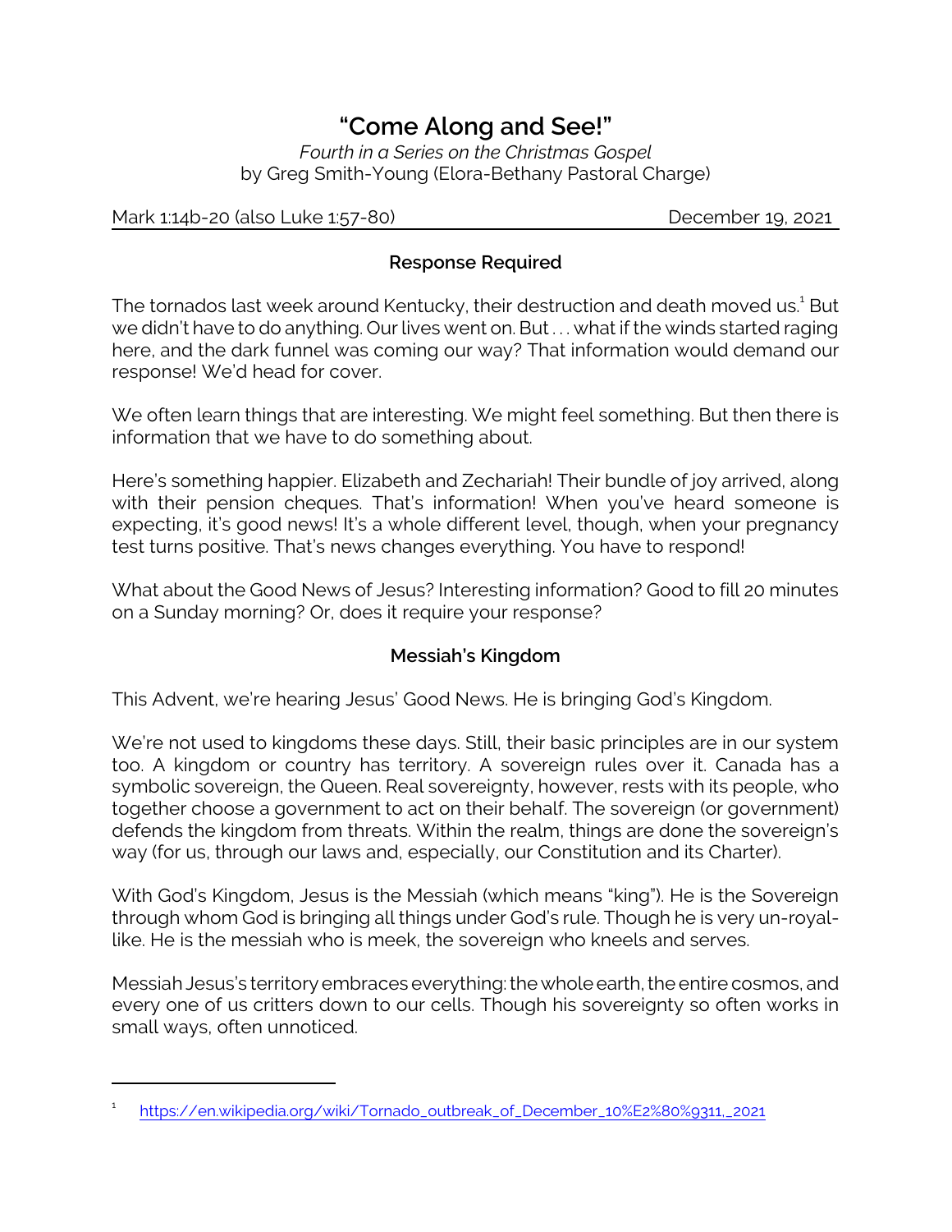# "Come Along and See!"

*Fourth in a Series on the Christmas Gospel*
by Greg Smith-Young (Elora-Bethany Pastoral Charge)

Mark 1:14b-20 (also Luke 1:57-80) December 19, 2021

## Response Required

The tornados last week around Kentucky, their destruction and death moved us.[1] But we didn't have to do anything. Our lives went on. But . . . what if the winds started raging here, and the dark funnel was coming our way? That information would demand our response! We'd head for cover.

We often learn things that are interesting. We might feel something. But then there is information that we have to do something about.

Here's something happier. Elizabeth and Zechariah! Their bundle of joy arrived, along with their pension cheques. That's information! When you've heard someone is expecting, it's good news! It's a whole different level, though, when your pregnancy test turns positive. That's news changes everything. You have to respond!

What about the Good News of Jesus? Interesting information? Good to fill 20 minutes on a Sunday morning? Or, does it require your response?

## Messiah's Kingdom

This Advent, we're hearing Jesus' Good News. He is bringing God's Kingdom.

We're not used to kingdoms these days. Still, their basic principles are in our system too. A kingdom or country has territory. A sovereign rules over it. Canada has a symbolic sovereign, the Queen. Real sovereignty, however, rests with its people, who together choose a government to act on their behalf. The sovereign (or government) defends the kingdom from threats. Within the realm, things are done the sovereign's way (for us, through our laws and, especially, our Constitution and its Charter).

With God's Kingdom, Jesus is the Messiah (which means "king"). He is the Sovereign through whom God is bringing all things under God's rule. Though he is very un-royal-like. He is the messiah who is meek, the sovereign who kneels and serves.

Messiah Jesus's territory embraces everything: the whole earth, the entire cosmos, and every one of us critters down to our cells. Though his sovereignty so often works in small ways, often unnoticed.

---

[1] https://en.wikipedia.org/wiki/Tornado_outbreak_of_December_10%E2%80%9311,_2021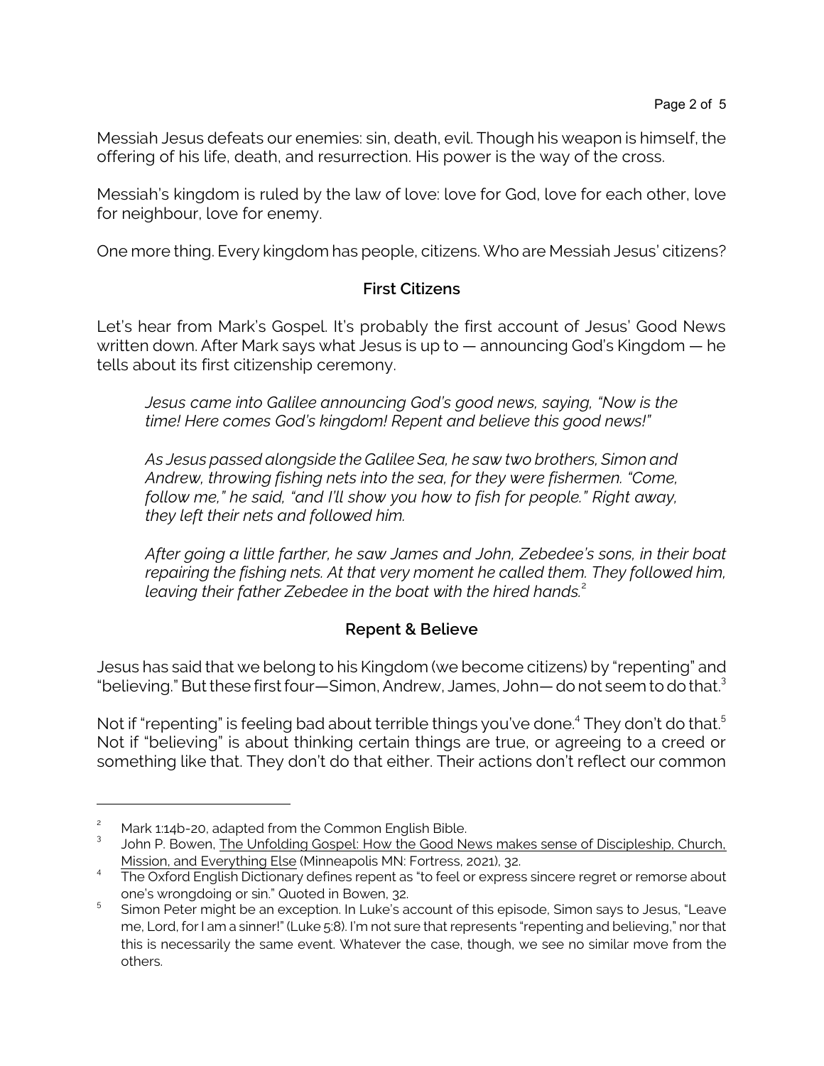Messiah Jesus defeats our enemies: sin, death, evil. Though his weapon is himself, the offering of his life, death, and resurrection. His power is the way of the cross.

Messiah's kingdom is ruled by the law of love: love for God, love for each other, love for neighbour, love for enemy.

One more thing. Every kingdom has people, citizens. Who are Messiah Jesus' citizens?

### First Citizens

Let's hear from Mark's Gospel. It's probably the first account of Jesus' Good News written down. After Mark says what Jesus is up to — announcing God's Kingdom — he tells about its first citizenship ceremony.

> *Jesus came into Galilee announcing God's good news, saying, "Now is the time! Here comes God's kingdom! Repent and believe this good news!"*
>
> *As Jesus passed alongside the Galilee Sea, he saw two brothers, Simon and Andrew, throwing fishing nets into the sea, for they were fishermen. "Come, follow me," he said, "and I'll show you how to fish for people." Right away, they left their nets and followed him.*
>
> *After going a little farther, he saw James and John, Zebedee's sons, in their boat repairing the fishing nets. At that very moment he called them. They followed him, leaving their father Zebedee in the boat with the hired hands.*[2]

### Repent & Believe

Jesus has said that we belong to his Kingdom (we become citizens) by "repenting" and "believing." But these first four—Simon, Andrew, James, John— do not seem to do that.[3]

Not if "repenting" is feeling bad about terrible things you've done.[4] They don't do that.[5] Not if "believing" is about thinking certain things are true, or agreeing to a creed or something like that. They don't do that either. Their actions don't reflect our common

---

[2] Mark 1:14b-20, adapted from the Common English Bible.

[3] John P. Bowen, The Unfolding Gospel: How the Good News makes sense of Discipleship, Church, Mission, and Everything Else (Minneapolis MN: Fortress, 2021), 32.

[4] The Oxford English Dictionary defines repent as "to feel or express sincere regret or remorse about one's wrongdoing or sin." Quoted in Bowen, 32.

[5] Simon Peter might be an exception. In Luke's account of this episode, Simon says to Jesus, "Leave me, Lord, for I am a sinner!" (Luke 5:8). I'm not sure that represents "repenting and believing," nor that this is necessarily the same event. Whatever the case, though, we see no similar move from the others.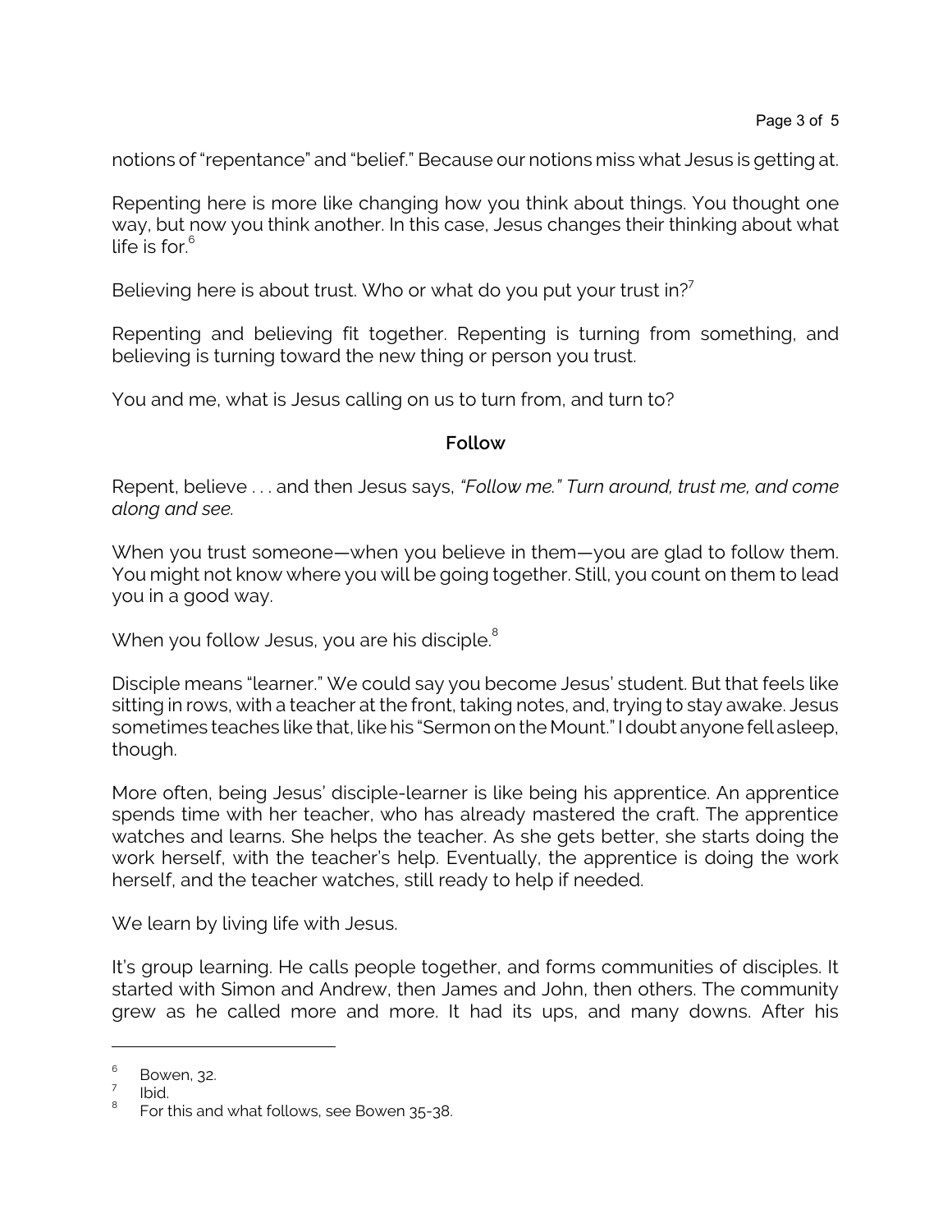notions of "repentance" and "belief." Because our notions miss what Jesus is getting at.

Repenting here is more like changing how you think about things. You thought one way, but now you think another. In this case, Jesus changes their thinking about what life is for.[6]

Believing here is about trust. Who or what do you put your trust in?[7]

Repenting and believing fit together. Repenting is turning from something, and believing is turning toward the new thing or person you trust.

You and me, what is Jesus calling on us to turn from, and turn to?

### Follow

Repent, believe . . . and then Jesus says, *"Follow me." Turn around, trust me, and come along and see.*

When you trust someone—when you believe in them—you are glad to follow them. You might not know where you will be going together. Still, you count on them to lead you in a good way.

When you follow Jesus, you are his disciple.[8]

Disciple means "learner." We could say you become Jesus' student. But that feels like sitting in rows, with a teacher at the front, taking notes, and, trying to stay awake. Jesus sometimes teaches like that, like his "Sermon on the Mount." I doubt anyone fell asleep, though.

More often, being Jesus' disciple-learner is like being his apprentice. An apprentice spends time with her teacher, who has already mastered the craft. The apprentice watches and learns. She helps the teacher. As she gets better, she starts doing the work herself, with the teacher's help. Eventually, the apprentice is doing the work herself, and the teacher watches, still ready to help if needed.

We learn by living life with Jesus.

It's group learning. He calls people together, and forms communities of disciples. It started with Simon and Andrew, then James and John, then others. The community grew as he called more and more. It had its ups, and many downs. After his

---

[6] Bowen, 32.

[7] Ibid.

[8] For this and what follows, see Bowen 35-38.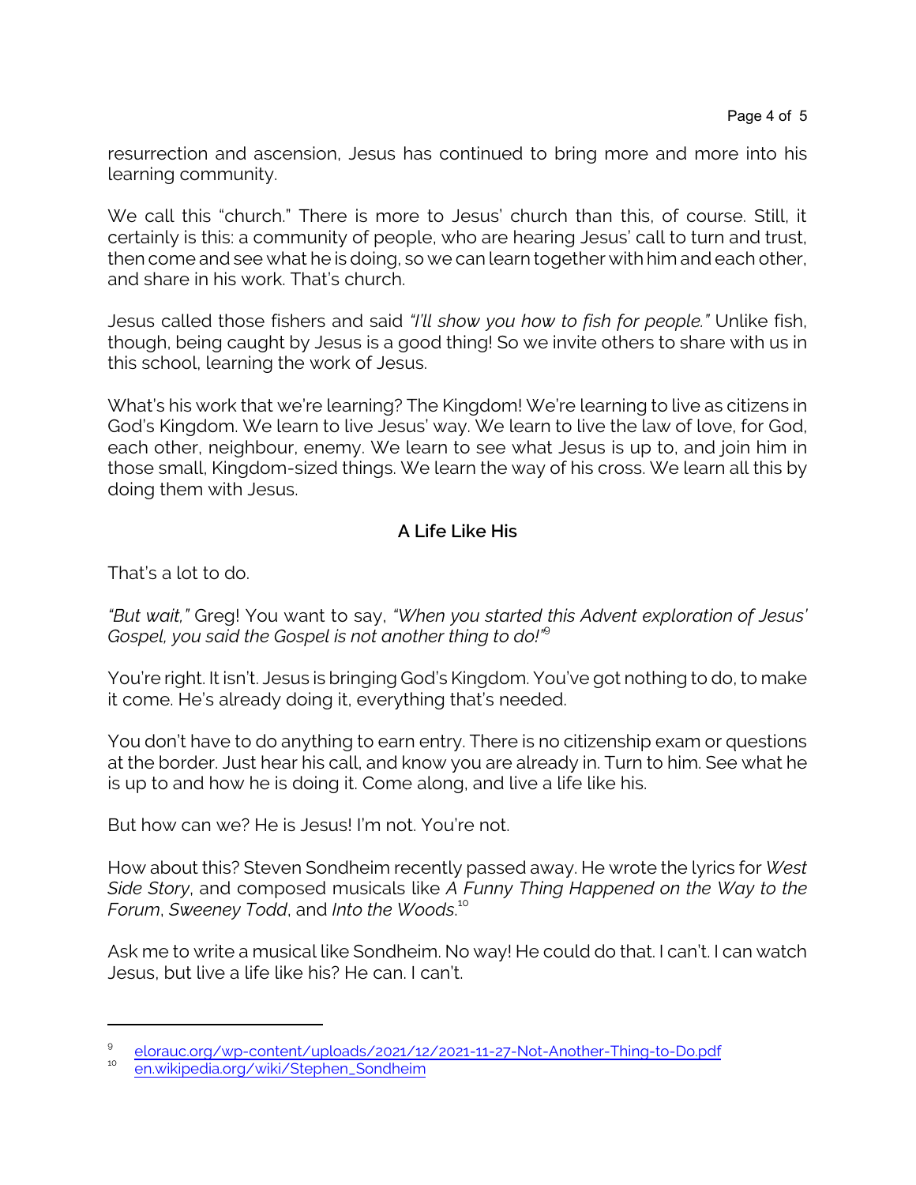resurrection and ascension, Jesus has continued to bring more and more into his learning community.

We call this "church." There is more to Jesus' church than this, of course. Still, it certainly is this: a community of people, who are hearing Jesus' call to turn and trust, then come and see what he is doing, so we can learn together with him and each other, and share in his work. That's church.

Jesus called those fishers and said *"I'll show you how to fish for people."* Unlike fish, though, being caught by Jesus is a good thing! So we invite others to share with us in this school, learning the work of Jesus.

What's his work that we're learning? The Kingdom! We're learning to live as citizens in God's Kingdom. We learn to live Jesus' way. We learn to live the law of love, for God, each other, neighbour, enemy. We learn to see what Jesus is up to, and join him in those small, Kingdom-sized things. We learn the way of his cross. We learn all this by doing them with Jesus.

## A Life Like His

That's a lot to do.

*"But wait,"* Greg! You want to say, *"When you started this Advent exploration of Jesus' Gospel, you said the Gospel is not another thing to do!"*[9]

You're right. It isn't. Jesus is bringing God's Kingdom. You've got nothing to do, to make it come. He's already doing it, everything that's needed.

You don't have to do anything to earn entry. There is no citizenship exam or questions at the border. Just hear his call, and know you are already in. Turn to him. See what he is up to and how he is doing it. Come along, and live a life like his.

But how can we? He is Jesus! I'm not. You're not.

How about this? Steven Sondheim recently passed away. He wrote the lyrics for *West Side Story*, and composed musicals like *A Funny Thing Happened on the Way to the Forum*, *Sweeney Todd*, and *Into the Woods*.[10]

Ask me to write a musical like Sondheim. No way! He could do that. I can't. I can watch Jesus, but live a life like his? He can. I can't.

---

[9] elorauc.org/wp-content/uploads/2021/12/2021-11-27-Not-Another-Thing-to-Do.pdf

[10] en.wikipedia.org/wiki/Stephen_Sondheim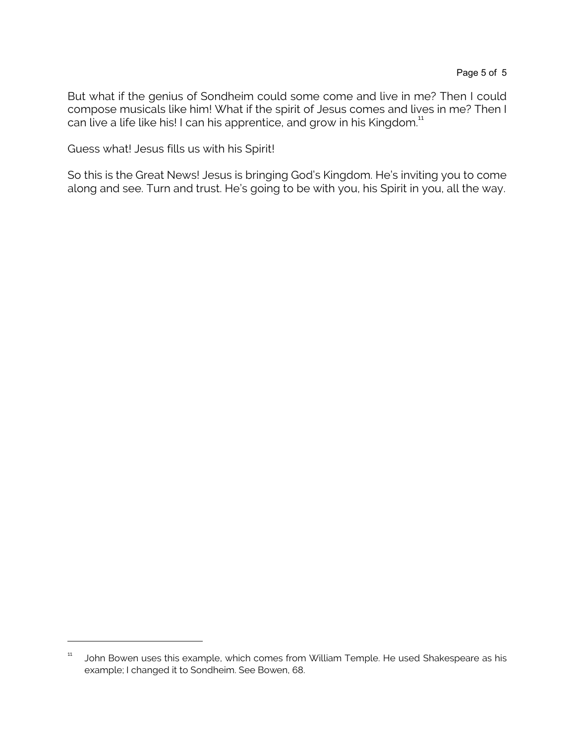But what if the genius of Sondheim could some come and live in me? Then I could compose musicals like him! What if the spirit of Jesus comes and lives in me? Then I can live a life like his! I can his apprentice, and grow in his Kingdom.[11]

Guess what! Jesus fills us with his Spirit!

So this is the Great News! Jesus is bringing God's Kingdom. He's inviting you to come along and see. Turn and trust. He's going to be with you, his Spirit in you, all the way.

---

[11] John Bowen uses this example, which comes from William Temple. He used Shakespeare as his example; I changed it to Sondheim. See Bowen, 68.